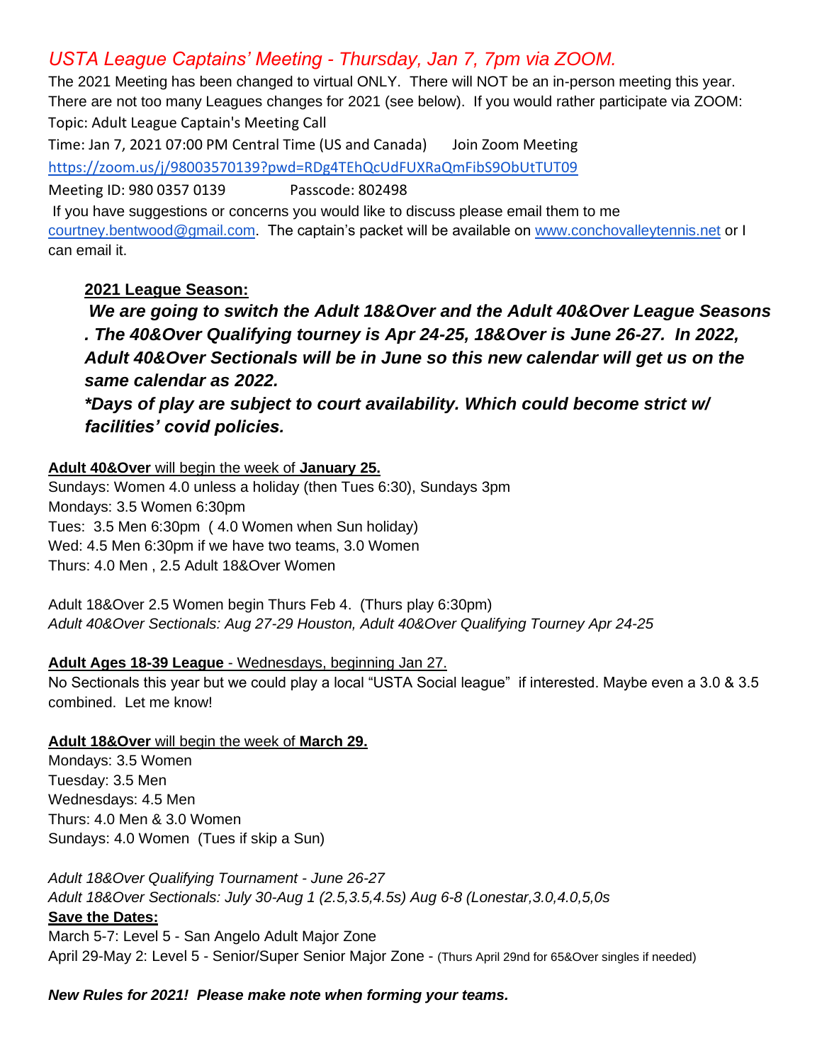## *USTA League Captains' Meeting - Thursday, Jan 7, 7pm via ZOOM.*

The 2021 Meeting has been changed to virtual ONLY. There will NOT be an in-person meeting this year. There are not too many Leagues changes for 2021 (see below). If you would rather participate via ZOOM:

Topic: Adult League Captain's Meeting Call

Time: Jan 7, 2021 07:00 PM Central Time (US and Canada)   Join Zoom Meeting

https://zoom.us/j/98003570139?pwd=RDg4TEhQcUdFUXRaQmFibS9ObUtTUT09

Meeting ID: 980 0357 0139   Passcode: 802498

If you have suggestions or concerns you would like to discuss please email them to me courtney.bentwood@gmail.com. The captain's packet will be available on www.conchovalleytennis.net or I can email it.

**2021 League Season:**

***We are going to switch the Adult 18&Over and the Adult 40&Over League Seasons. The 40&Over Qualifying tourney is Apr 24-25, 18&Over is June 26-27. In 2022, Adult 40&Over Sectionals will be in June so this new calendar will get us on the same calendar as 2022.***

***\*Days of play are subject to court availability. Which could become strict w/ facilities' covid policies.***

**Adult 40&Over** will begin the week of **January 25.**

Sundays: Women 4.0 unless a holiday (then Tues 6:30), Sundays 3pm
Mondays: 3.5 Women 6:30pm
Tues: 3.5 Men 6:30pm ( 4.0 Women when Sun holiday)
Wed: 4.5 Men 6:30pm if we have two teams, 3.0 Women
Thurs: 4.0 Men , 2.5 Adult 18&Over Women

Adult 18&Over 2.5 Women begin Thurs Feb 4. (Thurs play 6:30pm)
*Adult 40&Over Sectionals: Aug 27-29 Houston, Adult 40&Over Qualifying Tourney Apr 24-25*

**Adult Ages 18-39 League** - Wednesdays, beginning Jan 27.
No Sectionals this year but we could play a local "USTA Social league" if interested. Maybe even a 3.0 & 3.5 combined. Let me know!

**Adult 18&Over** will begin the week of **March 29.**

Mondays: 3.5 Women
Tuesday: 3.5 Men
Wednesdays: 4.5 Men
Thurs: 4.0 Men & 3.0 Women
Sundays: 4.0 Women (Tues if skip a Sun)

*Adult 18&Over Qualifying Tournament - June 26-27*
*Adult 18&Over Sectionals: July 30-Aug 1 (2.5,3.5,4.5s) Aug 6-8 (Lonestar,3.0,4.0,5,0s*

**Save the Dates:**
March 5-7: Level 5 - San Angelo Adult Major Zone
April 29-May 2: Level 5 - Senior/Super Senior Major Zone - (Thurs April 29nd for 65&Over singles if needed)

***New Rules for 2021! Please make note when forming your teams.***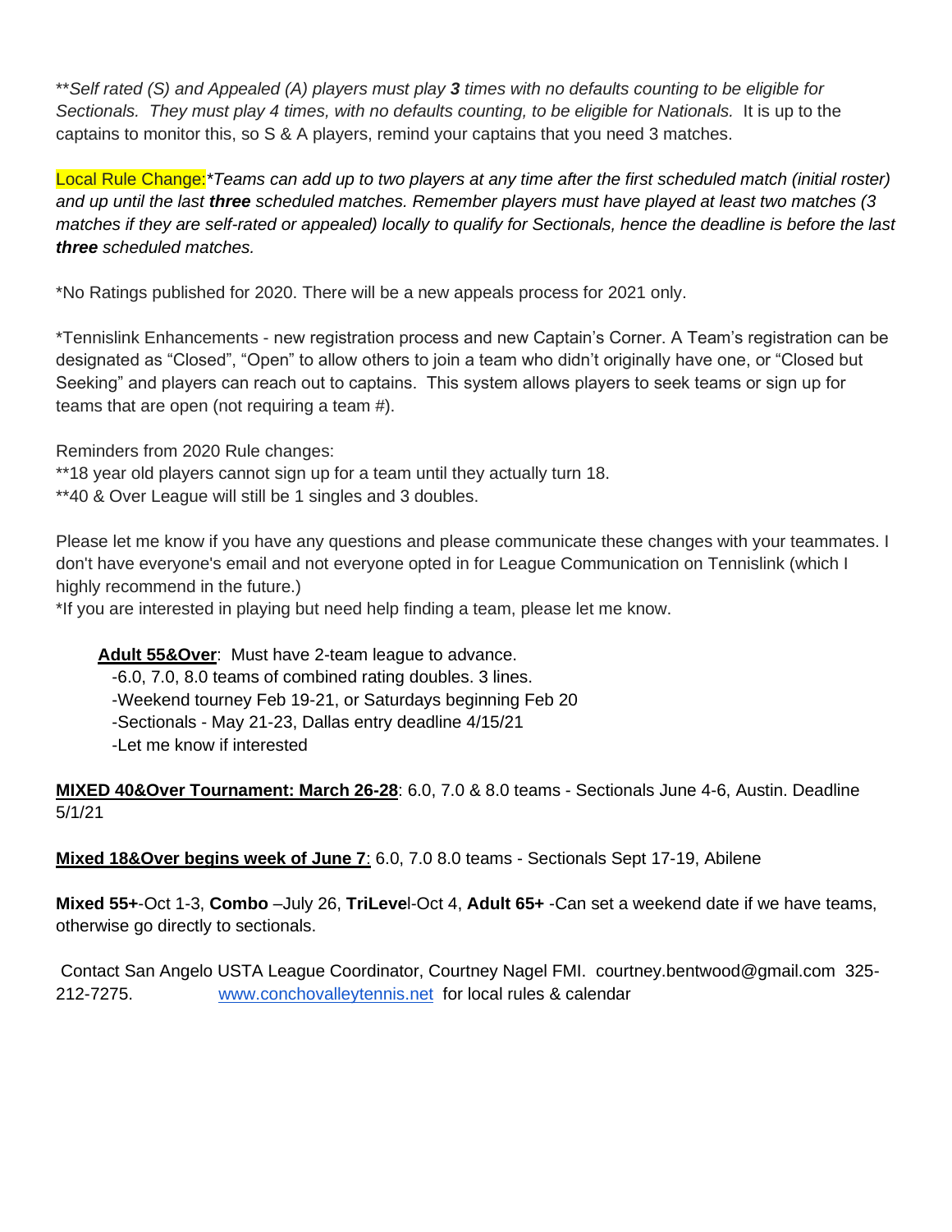***Self rated (S) and Appealed (A) players must play* ***3*** *times with no defaults counting to be eligible for Sectionals. They must play 4 times, with no defaults counting, to be eligible for Nationals.* It is up to the captains to monitor this, so S & A players, remind your captains that you need 3 matches.

Local Rule Change:**Teams can add up to two players at any time after the first scheduled match (initial roster) and up until the last* ***three*** *scheduled matches. Remember players must have played at least two matches (3 matches if they are self-rated or appealed) locally to qualify for Sectionals, hence the deadline is before the last* ***three*** *scheduled matches.*

*No Ratings published for 2020. There will be a new appeals process for 2021 only.

*Tennislink Enhancements - new registration process and new Captain's Corner. A Team's registration can be designated as "Closed", "Open" to allow others to join a team who didn't originally have one, or "Closed but Seeking" and players can reach out to captains. This system allows players to seek teams or sign up for teams that are open (not requiring a team #).

Reminders from 2020 Rule changes:
**18 year old players cannot sign up for a team until they actually turn 18.
**40 & Over League will still be 1 singles and 3 doubles.

Please let me know if you have any questions and please communicate these changes with your teammates. I don't have everyone's email and not everyone opted in for League Communication on Tennislink (which I highly recommend in the future.)
*If you are interested in playing but need help finding a team, please let me know.

**Adult 55&Over**: Must have 2-team league to advance.
-6.0, 7.0, 8.0 teams of combined rating doubles. 3 lines.
-Weekend tourney Feb 19-21, or Saturdays beginning Feb 20
-Sectionals - May 21-23, Dallas entry deadline 4/15/21
-Let me know if interested

**MIXED 40&Over Tournament: March 26-28**: 6.0, 7.0 & 8.0 teams - Sectionals June 4-6, Austin. Deadline 5/1/21

**Mixed 18&Over begins week of June 7**: 6.0, 7.0 8.0 teams - Sectionals Sept 17-19, Abilene

**Mixed 55+**-Oct 1-3, **Combo** –July 26, **TriLeve**l-Oct 4, **Adult 65+** -Can set a weekend date if we have teams, otherwise go directly to sectionals.

Contact San Angelo USTA League Coordinator, Courtney Nagel FMI. courtney.bentwood@gmail.com 325-212-7275. [www.conchovalleytennis.net](http://www.conchovalleytennis.net) for local rules & calendar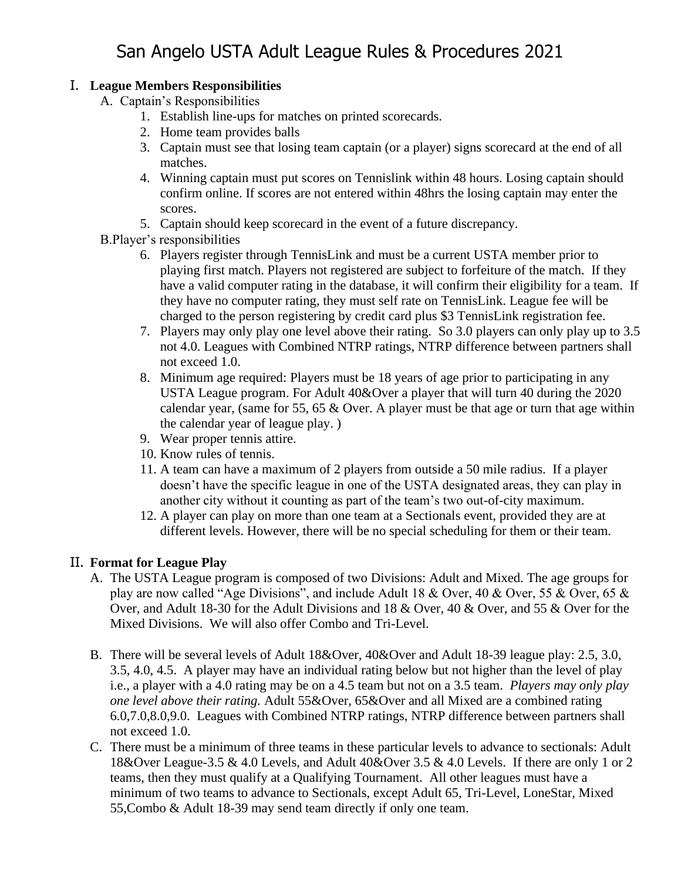# San Angelo USTA Adult League Rules & Procedures 2021

## I. **League Members Responsibilities**

A. Captain's Responsibilities

1. Establish line-ups for matches on printed scorecards.
2. Home team provides balls
3. Captain must see that losing team captain (or a player) signs scorecard at the end of all matches.
4. Winning captain must put scores on Tennislink within 48 hours. Losing captain should confirm online. If scores are not entered within 48hrs the losing captain may enter the scores.
5. Captain should keep scorecard in the event of a future discrepancy.

B.Player's responsibilities

6. Players register through TennisLink and must be a current USTA member prior to playing first match. Players not registered are subject to forfeiture of the match. If they have a valid computer rating in the database, it will confirm their eligibility for a team. If they have no computer rating, they must self rate on TennisLink. League fee will be charged to the person registering by credit card plus $3 TennisLink registration fee.
7. Players may only play one level above their rating. So 3.0 players can only play up to 3.5 not 4.0. Leagues with Combined NTRP ratings, NTRP difference between partners shall not exceed 1.0.
8. Minimum age required: Players must be 18 years of age prior to participating in any USTA League program. For Adult 40&Over a player that will turn 40 during the 2020 calendar year, (same for 55, 65 & Over. A player must be that age or turn that age within the calendar year of league play. )
9. Wear proper tennis attire.
10. Know rules of tennis.
11. A team can have a maximum of 2 players from outside a 50 mile radius. If a player doesn't have the specific league in one of the USTA designated areas, they can play in another city without it counting as part of the team's two out-of-city maximum.
12. A player can play on more than one team at a Sectionals event, provided they are at different levels. However, there will be no special scheduling for them or their team.

## II. **Format for League Play**

A. The USTA League program is composed of two Divisions: Adult and Mixed. The age groups for play are now called "Age Divisions", and include Adult 18 & Over, 40 & Over, 55 & Over, 65 & Over, and Adult 18-30 for the Adult Divisions and 18 & Over, 40 & Over, and 55 & Over for the Mixed Divisions. We will also offer Combo and Tri-Level.

B. There will be several levels of Adult 18&Over, 40&Over and Adult 18-39 league play: 2.5, 3.0, 3.5, 4.0, 4.5. A player may have an individual rating below but not higher than the level of play i.e., a player with a 4.0 rating may be on a 4.5 team but not on a 3.5 team. *Players may only play one level above their rating.* Adult 55&Over, 65&Over and all Mixed are a combined rating 6.0,7.0,8.0,9.0. Leagues with Combined NTRP ratings, NTRP difference between partners shall not exceed 1.0.

C. There must be a minimum of three teams in these particular levels to advance to sectionals: Adult 18&Over League-3.5 & 4.0 Levels, and Adult 40&Over 3.5 & 4.0 Levels. If there are only 1 or 2 teams, then they must qualify at a Qualifying Tournament. All other leagues must have a minimum of two teams to advance to Sectionals, except Adult 65, Tri-Level, LoneStar, Mixed 55,Combo & Adult 18-39 may send team directly if only one team.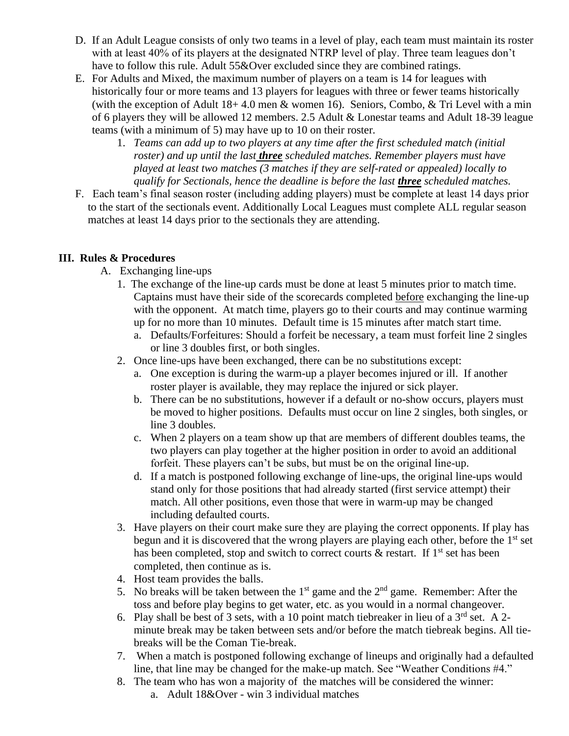D. If an Adult League consists of only two teams in a level of play, each team must maintain its roster with at least 40% of its players at the designated NTRP level of play. Three team leagues don't have to follow this rule. Adult 55&Over excluded since they are combined ratings.

E. For Adults and Mixed, the maximum number of players on a team is 14 for leagues with historically four or more teams and 13 players for leagues with three or fewer teams historically (with the exception of Adult 18+ 4.0 men & women 16). Seniors, Combo, & Tri Level with a min of 6 players they will be allowed 12 members. 2.5 Adult & Lonestar teams and Adult 18-39 league teams (with a minimum of 5) may have up to 10 on their roster.

   1. *Teams can add up to two players at any time after the first scheduled match (initial roster) and up until the last* ***three*** *scheduled matches. Remember players must have played at least two matches (3 matches if they are self-rated or appealed) locally to qualify for Sectionals, hence the deadline is before the last* ***three*** *scheduled matches.*

F. Each team's final season roster (including adding players) must be complete at least 14 days prior to the start of the sectionals event. Additionally Local Leagues must complete ALL regular season matches at least 14 days prior to the sectionals they are attending.

## III. Rules & Procedures

A. Exchanging line-ups

1. The exchange of the line-up cards must be done at least 5 minutes prior to match time. Captains must have their side of the scorecards completed before exchanging the line-up with the opponent. At match time, players go to their courts and may continue warming up for no more than 10 minutes. Default time is 15 minutes after match start time.
   a. Defaults/Forfeitures: Should a forfeit be necessary, a team must forfeit line 2 singles or line 3 doubles first, or both singles.
2. Once line-ups have been exchanged, there can be no substitutions except:
   a. One exception is during the warm-up a player becomes injured or ill. If another roster player is available, they may replace the injured or sick player.
   b. There can be no substitutions, however if a default or no-show occurs, players must be moved to higher positions. Defaults must occur on line 2 singles, both singles, or line 3 doubles.
   c. When 2 players on a team show up that are members of different doubles teams, the two players can play together at the higher position in order to avoid an additional forfeit. These players can't be subs, but must be on the original line-up.
   d. If a match is postponed following exchange of line-ups, the original line-ups would stand only for those positions that had already started (first service attempt) their match. All other positions, even those that were in warm-up may be changed including defaulted courts.
3. Have players on their court make sure they are playing the correct opponents. If play has begun and it is discovered that the wrong players are playing each other, before the 1st set has been completed, stop and switch to correct courts & restart. If 1st set has been completed, then continue as is.
4. Host team provides the balls.
5. No breaks will be taken between the 1st game and the 2nd game. Remember: After the toss and before play begins to get water, etc. as you would in a normal changeover.
6. Play shall be best of 3 sets, with a 10 point match tiebreaker in lieu of a 3rd set. A 2-minute break may be taken between sets and/or before the match tiebreak begins. All tie-breaks will be the Coman Tie-break.
7. When a match is postponed following exchange of lineups and originally had a defaulted line, that line may be changed for the make-up match. See "Weather Conditions #4."
8. The team who has won a majority of the matches will be considered the winner:
   a. Adult 18&Over - win 3 individual matches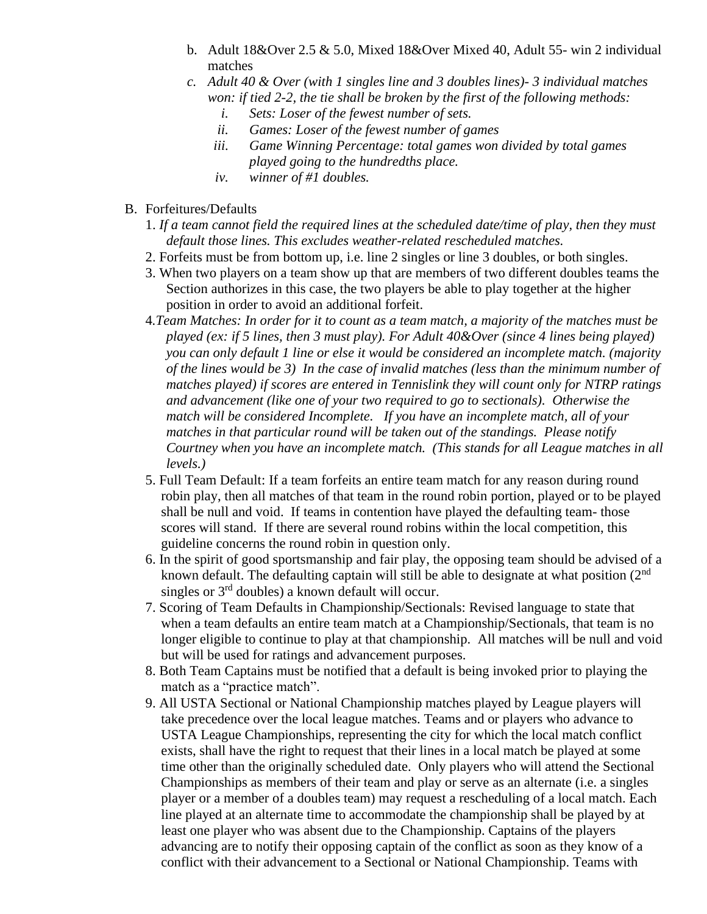b. Adult 18&Over 2.5 & 5.0, Mixed 18&Over Mixed 40, Adult 55- win 2 individual matches

*c. Adult 40 & Over (with 1 singles line and 3 doubles lines)- 3 individual matches won: if tied 2-2, the tie shall be broken by the first of the following methods:*

*i. Sets: Loser of the fewest number of sets.*

*ii. Games: Loser of the fewest number of games*

*iii. Game Winning Percentage: total games won divided by total games played going to the hundredths place.*

*iv. winner of #1 doubles.*

B. Forfeitures/Defaults

1. *If a team cannot field the required lines at the scheduled date/time of play, then they must default those lines. This excludes weather-related rescheduled matches.*
2. Forfeits must be from bottom up, i.e. line 2 singles or line 3 doubles, or both singles.
3. When two players on a team show up that are members of two different doubles teams the Section authorizes in this case, the two players be able to play together at the higher position in order to avoid an additional forfeit.
4. *Team Matches: In order for it to count as a team match, a majority of the matches must be played (ex: if 5 lines, then 3 must play). For Adult 40&Over (since 4 lines being played) you can only default 1 line or else it would be considered an incomplete match. (majority of the lines would be 3) In the case of invalid matches (less than the minimum number of matches played) if scores are entered in Tennislink they will count only for NTRP ratings and advancement (like one of your two required to go to sectionals). Otherwise the match will be considered Incomplete. If you have an incomplete match, all of your matches in that particular round will be taken out of the standings. Please notify Courtney when you have an incomplete match. (This stands for all League matches in all levels.)*
5. Full Team Default: If a team forfeits an entire team match for any reason during round robin play, then all matches of that team in the round robin portion, played or to be played shall be null and void. If teams in contention have played the defaulting team- those scores will stand. If there are several round robins within the local competition, this guideline concerns the round robin in question only.
6. In the spirit of good sportsmanship and fair play, the opposing team should be advised of a known default. The defaulting captain will still be able to designate at what position (2nd singles or 3rd doubles) a known default will occur.
7. Scoring of Team Defaults in Championship/Sectionals: Revised language to state that when a team defaults an entire team match at a Championship/Sectionals, that team is no longer eligible to continue to play at that championship. All matches will be null and void but will be used for ratings and advancement purposes.
8. Both Team Captains must be notified that a default is being invoked prior to playing the match as a "practice match".
9. All USTA Sectional or National Championship matches played by League players will take precedence over the local league matches. Teams and or players who advance to USTA League Championships, representing the city for which the local match conflict exists, shall have the right to request that their lines in a local match be played at some time other than the originally scheduled date. Only players who will attend the Sectional Championships as members of their team and play or serve as an alternate (i.e. a singles player or a member of a doubles team) may request a rescheduling of a local match. Each line played at an alternate time to accommodate the championship shall be played by at least one player who was absent due to the Championship. Captains of the players advancing are to notify their opposing captain of the conflict as soon as they know of a conflict with their advancement to a Sectional or National Championship. Teams with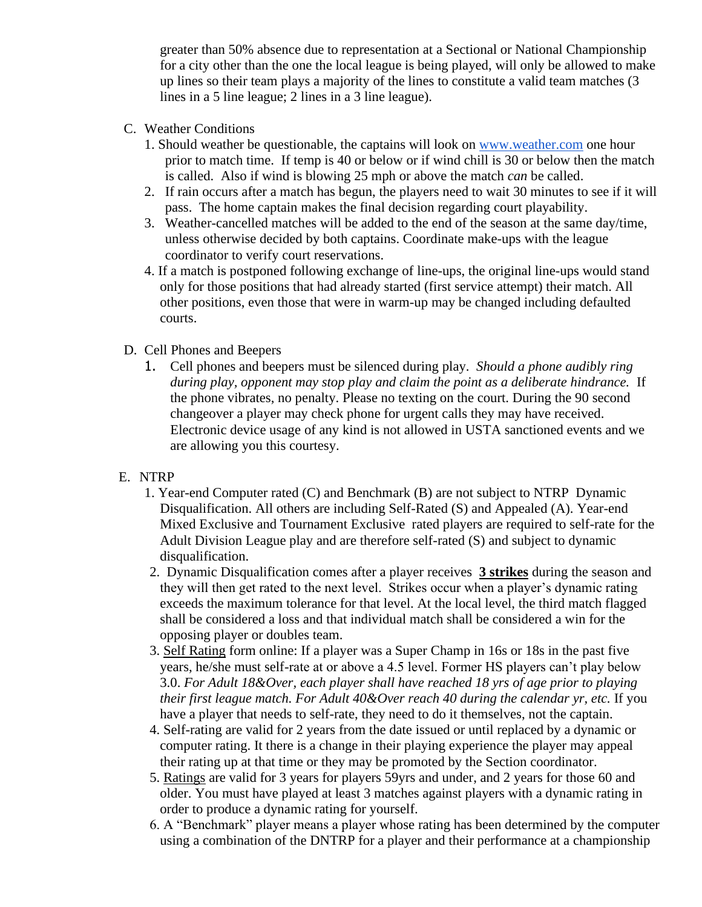greater than 50% absence due to representation at a Sectional or National Championship for a city other than the one the local league is being played, will only be allowed to make up lines so their team plays a majority of the lines to constitute a valid team matches (3 lines in a 5 line league; 2 lines in a 3 line league).

C. Weather Conditions

1. Should weather be questionable, the captains will look on www.weather.com one hour prior to match time. If temp is 40 or below or if wind chill is 30 or below then the match is called. Also if wind is blowing 25 mph or above the match *can* be called.
2. If rain occurs after a match has begun, the players need to wait 30 minutes to see if it will pass. The home captain makes the final decision regarding court playability.
3. Weather-cancelled matches will be added to the end of the season at the same day/time, unless otherwise decided by both captains. Coordinate make-ups with the league coordinator to verify court reservations.
4. If a match is postponed following exchange of line-ups, the original line-ups would stand only for those positions that had already started (first service attempt) their match. All other positions, even those that were in warm-up may be changed including defaulted courts.

D. Cell Phones and Beepers

1. Cell phones and beepers must be silenced during play. *Should a phone audibly ring during play, opponent may stop play and claim the point as a deliberate hindrance.* If the phone vibrates, no penalty. Please no texting on the court. During the 90 second changeover a player may check phone for urgent calls they may have received. Electronic device usage of any kind is not allowed in USTA sanctioned events and we are allowing you this courtesy.

E. NTRP

1. Year-end Computer rated (C) and Benchmark (B) are not subject to NTRP Dynamic Disqualification. All others are including Self-Rated (S) and Appealed (A). Year-end Mixed Exclusive and Tournament Exclusive rated players are required to self-rate for the Adult Division League play and are therefore self-rated (S) and subject to dynamic disqualification.
2. Dynamic Disqualification comes after a player receives **3 strikes** during the season and they will then get rated to the next level. Strikes occur when a player's dynamic rating exceeds the maximum tolerance for that level. At the local level, the third match flagged shall be considered a loss and that individual match shall be considered a win for the opposing player or doubles team.
3. Self Rating form online: If a player was a Super Champ in 16s or 18s in the past five years, he/she must self-rate at or above a 4.5 level. Former HS players can't play below 3.0. *For Adult 18&Over, each player shall have reached 18 yrs of age prior to playing their first league match. For Adult 40&Over reach 40 during the calendar yr, etc.* If you have a player that needs to self-rate, they need to do it themselves, not the captain.
4. Self-rating are valid for 2 years from the date issued or until replaced by a dynamic or computer rating. It there is a change in their playing experience the player may appeal their rating up at that time or they may be promoted by the Section coordinator.
5. Ratings are valid for 3 years for players 59yrs and under, and 2 years for those 60 and older. You must have played at least 3 matches against players with a dynamic rating in order to produce a dynamic rating for yourself.
6. A "Benchmark" player means a player whose rating has been determined by the computer using a combination of the DNTRP for a player and their performance at a championship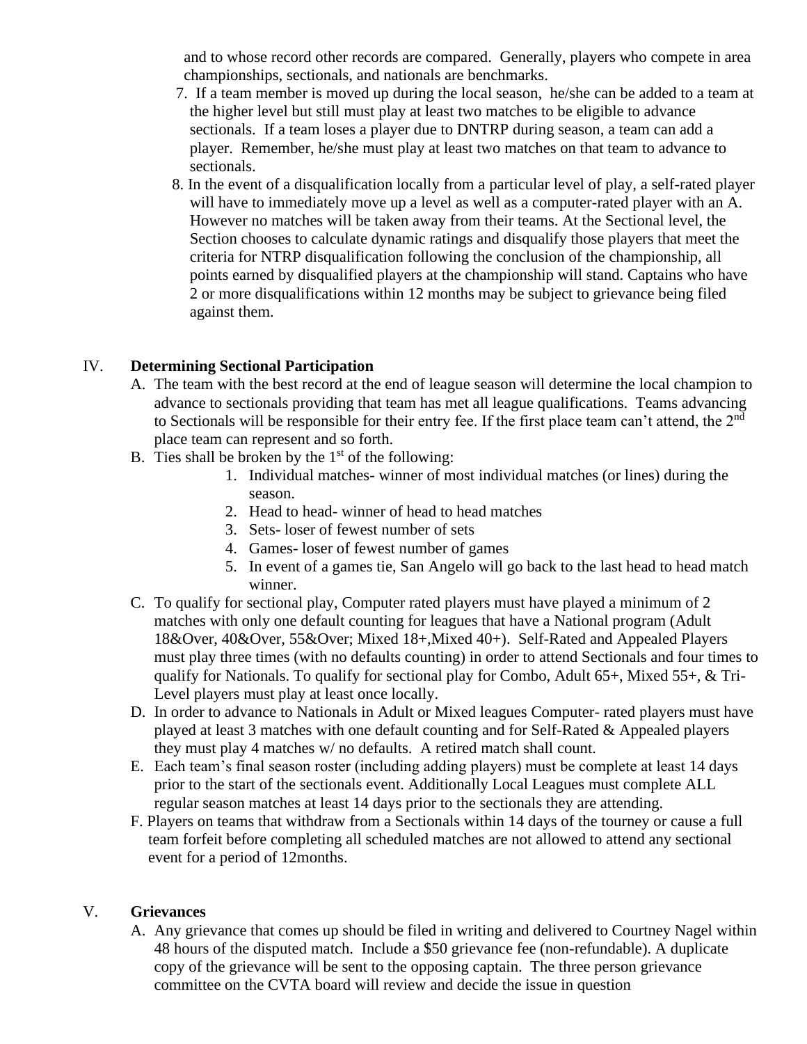and to whose record other records are compared. Generally, players who compete in area championships, sectionals, and nationals are benchmarks.

7. If a team member is moved up during the local season, he/she can be added to a team at the higher level but still must play at least two matches to be eligible to advance sectionals. If a team loses a player due to DNTRP during season, a team can add a player. Remember, he/she must play at least two matches on that team to advance to sectionals.
8. In the event of a disqualification locally from a particular level of play, a self-rated player will have to immediately move up a level as well as a computer-rated player with an A. However no matches will be taken away from their teams. At the Sectional level, the Section chooses to calculate dynamic ratings and disqualify those players that meet the criteria for NTRP disqualification following the conclusion of the championship, all points earned by disqualified players at the championship will stand. Captains who have 2 or more disqualifications within 12 months may be subject to grievance being filed against them.

IV. **Determining Sectional Participation**

A. The team with the best record at the end of league season will determine the local champion to advance to sectionals providing that team has met all league qualifications. Teams advancing to Sectionals will be responsible for their entry fee. If the first place team can't attend, the 2nd place team can represent and so forth.

B. Ties shall be broken by the 1st of the following:
   1. Individual matches- winner of most individual matches (or lines) during the season.
   2. Head to head- winner of head to head matches
   3. Sets- loser of fewest number of sets
   4. Games- loser of fewest number of games
   5. In event of a games tie, San Angelo will go back to the last head to head match winner.

C. To qualify for sectional play, Computer rated players must have played a minimum of 2 matches with only one default counting for leagues that have a National program (Adult 18&Over, 40&Over, 55&Over; Mixed 18+,Mixed 40+). Self-Rated and Appealed Players must play three times (with no defaults counting) in order to attend Sectionals and four times to qualify for Nationals. To qualify for sectional play for Combo, Adult 65+, Mixed 55+, & Tri-Level players must play at least once locally.

D. In order to advance to Nationals in Adult or Mixed leagues Computer- rated players must have played at least 3 matches with one default counting and for Self-Rated & Appealed players they must play 4 matches w/ no defaults. A retired match shall count.

E. Each team's final season roster (including adding players) must be complete at least 14 days prior to the start of the sectionals event. Additionally Local Leagues must complete ALL regular season matches at least 14 days prior to the sectionals they are attending.

F. Players on teams that withdraw from a Sectionals within 14 days of the tourney or cause a full team forfeit before completing all scheduled matches are not allowed to attend any sectional event for a period of 12months.

V. **Grievances**

A. Any grievance that comes up should be filed in writing and delivered to Courtney Nagel within 48 hours of the disputed match. Include a $50 grievance fee (non-refundable). A duplicate copy of the grievance will be sent to the opposing captain. The three person grievance committee on the CVTA board will review and decide the issue in question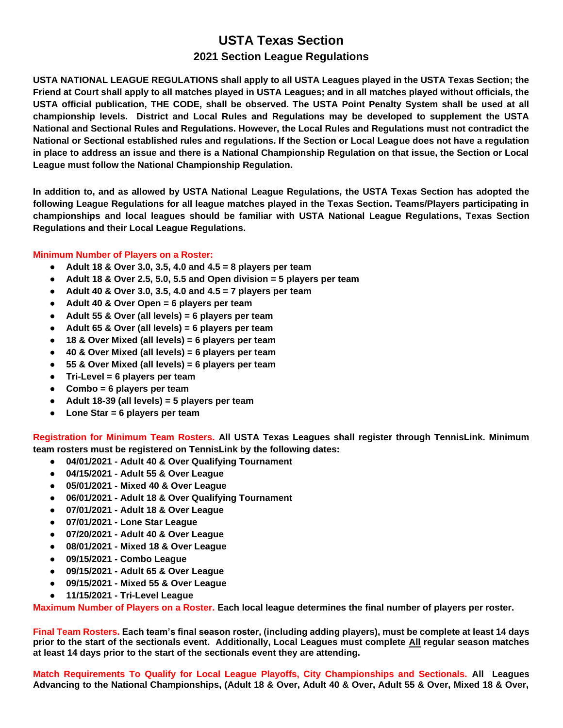# USTA Texas Section

## 2021 Section League Regulations

**USTA NATIONAL LEAGUE REGULATIONS shall apply to all USTA Leagues played in the USTA Texas Section; the Friend at Court shall apply to all matches played in USTA Leagues; and in all matches played without officials, the USTA official publication, THE CODE, shall be observed. The USTA Point Penalty System shall be used at all championship levels. District and Local Rules and Regulations may be developed to supplement the USTA National and Sectional Rules and Regulations. However, the Local Rules and Regulations must not contradict the National or Sectional established rules and regulations. If the Section or Local League does not have a regulation in place to address an issue and there is a National Championship Regulation on that issue, the Section or Local League must follow the National Championship Regulation.**

**In addition to, and as allowed by USTA National League Regulations, the USTA Texas Section has adopted the following League Regulations for all league matches played in the Texas Section. Teams/Players participating in championships and local leagues should be familiar with USTA National League Regulations, Texas Section Regulations and their Local League Regulations.**

**Minimum Number of Players on a Roster:**

- **Adult 18 & Over 3.0, 3.5, 4.0 and 4.5 = 8 players per team**
- **Adult 18 & Over 2.5, 5.0, 5.5 and Open division = 5 players per team**
- **Adult 40 & Over 3.0, 3.5, 4.0 and 4.5 = 7 players per team**
- **Adult 40 & Over Open = 6 players per team**
- **Adult 55 & Over (all levels) = 6 players per team**
- **Adult 65 & Over (all levels) = 6 players per team**
- **18 & Over Mixed (all levels) = 6 players per team**
- **40 & Over Mixed (all levels) = 6 players per team**
- **55 & Over Mixed (all levels) = 6 players per team**
- **Tri-Level = 6 players per team**
- **Combo = 6 players per team**
- **Adult 18-39 (all levels) = 5 players per team**
- **Lone Star = 6 players per team**

**Registration for Minimum Team Rosters. All USTA Texas Leagues shall register through TennisLink. Minimum team rosters must be registered on TennisLink by the following dates:**

- **04/01/2021 - Adult 40 & Over Qualifying Tournament**
- **04/15/2021 - Adult 55 & Over League**
- **05/01/2021 - Mixed 40 & Over League**
- **06/01/2021 - Adult 18 & Over Qualifying Tournament**
- **07/01/2021 - Adult 18 & Over League**
- **07/01/2021 - Lone Star League**
- **07/20/2021 - Adult 40 & Over League**
- **08/01/2021 - Mixed 18 & Over League**
- **09/15/2021 - Combo League**
- **09/15/2021 - Adult 65 & Over League**
- **09/15/2021 - Mixed 55 & Over League**
- **11/15/2021 - Tri-Level League**

**Maximum Number of Players on a Roster. Each local league determines the final number of players per roster.**

**Final Team Rosters. Each team's final season roster, (including adding players), must be complete at least 14 days prior to the start of the sectionals event. Additionally, Local Leagues must complete All regular season matches at least 14 days prior to the start of the sectionals event they are attending.**

**Match Requirements To Qualify for Local League Playoffs, City Championships and Sectionals. All Leagues Advancing to the National Championships, (Adult 18 & Over, Adult 40 & Over, Adult 55 & Over, Mixed 18 & Over,**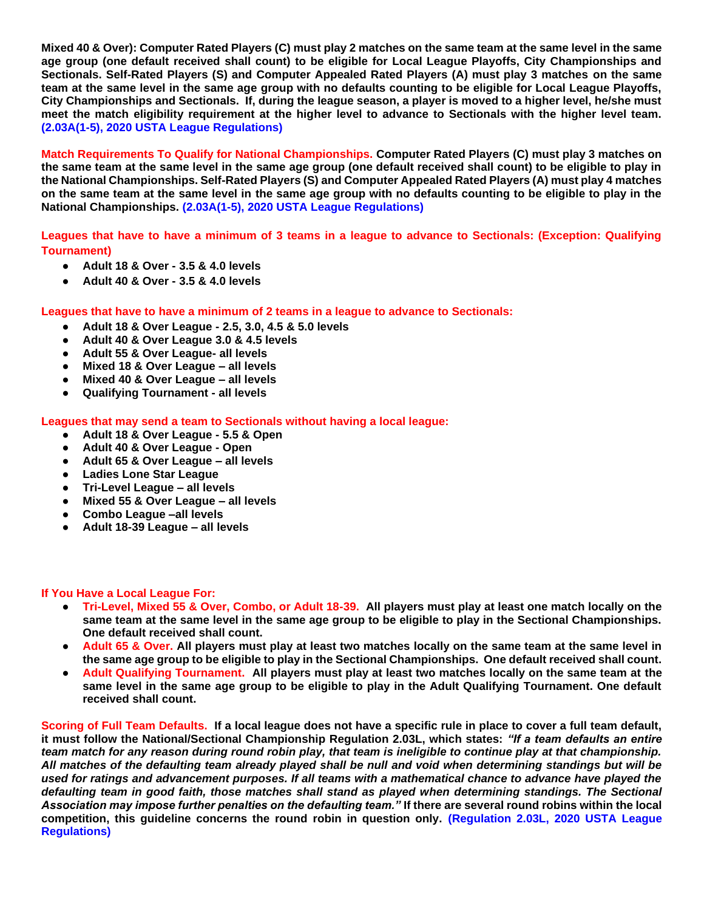**Mixed 40 & Over): Computer Rated Players (C) must play 2 matches on the same team at the same level in the same age group (one default received shall count) to be eligible for Local League Playoffs, City Championships and Sectionals. Self-Rated Players (S) and Computer Appealed Rated Players (A) must play 3 matches on the same team at the same level in the same age group with no defaults counting to be eligible for Local League Playoffs, City Championships and Sectionals. If, during the league season, a player is moved to a higher level, he/she must meet the match eligibility requirement at the higher level to advance to Sectionals with the higher level team. (2.03A(1-5), 2020 USTA League Regulations)**

**Match Requirements To Qualify for National Championships. Computer Rated Players (C) must play 3 matches on the same team at the same level in the same age group (one default received shall count) to be eligible to play in the National Championships. Self-Rated Players (S) and Computer Appealed Rated Players (A) must play 4 matches on the same team at the same level in the same age group with no defaults counting to be eligible to play in the National Championships. (2.03A(1-5), 2020 USTA League Regulations)**

**Leagues that have to have a minimum of 3 teams in a league to advance to Sectionals: (Exception: Qualifying Tournament)**

- **Adult 18 & Over - 3.5 & 4.0 levels**
- **Adult 40 & Over - 3.5 & 4.0 levels**

**Leagues that have to have a minimum of 2 teams in a league to advance to Sectionals:**

- **Adult 18 & Over League - 2.5, 3.0, 4.5 & 5.0 levels**
- **Adult 40 & Over League 3.0 & 4.5 levels**
- **Adult 55 & Over League- all levels**
- **Mixed 18 & Over League – all levels**
- **Mixed 40 & Over League – all levels**
- **Qualifying Tournament - all levels**

**Leagues that may send a team to Sectionals without having a local league:**

- **Adult 18 & Over League - 5.5 & Open**
- **Adult 40 & Over League - Open**
- **Adult 65 & Over League – all levels**
- **Ladies Lone Star League**
- **Tri-Level League – all levels**
- **Mixed 55 & Over League – all levels**
- **Combo League –all levels**
- **Adult 18-39 League – all levels**

**If You Have a Local League For:**

- **Tri-Level, Mixed 55 & Over, Combo, or Adult 18-39. All players must play at least one match locally on the same team at the same level in the same age group to be eligible to play in the Sectional Championships. One default received shall count.**
- **Adult 65 & Over. All players must play at least two matches locally on the same team at the same level in the same age group to be eligible to play in the Sectional Championships. One default received shall count.**
- **Adult Qualifying Tournament. All players must play at least two matches locally on the same team at the same level in the same age group to be eligible to play in the Adult Qualifying Tournament. One default received shall count.**

**Scoring of Full Team Defaults. If a local league does not have a specific rule in place to cover a full team default, it must follow the National/Sectional Championship Regulation 2.03L, which states: *"If a team defaults an entire team match for any reason during round robin play, that team is ineligible to continue play at that championship. All matches of the defaulting team already played shall be null and void when determining standings but will be used for ratings and advancement purposes. If all teams with a mathematical chance to advance have played the defaulting team in good faith, those matches shall stand as played when determining standings. The Sectional Association may impose further penalties on the defaulting team."* If there are several round robins within the local competition, this guideline concerns the round robin in question only. (Regulation 2.03L, 2020 USTA League Regulations)**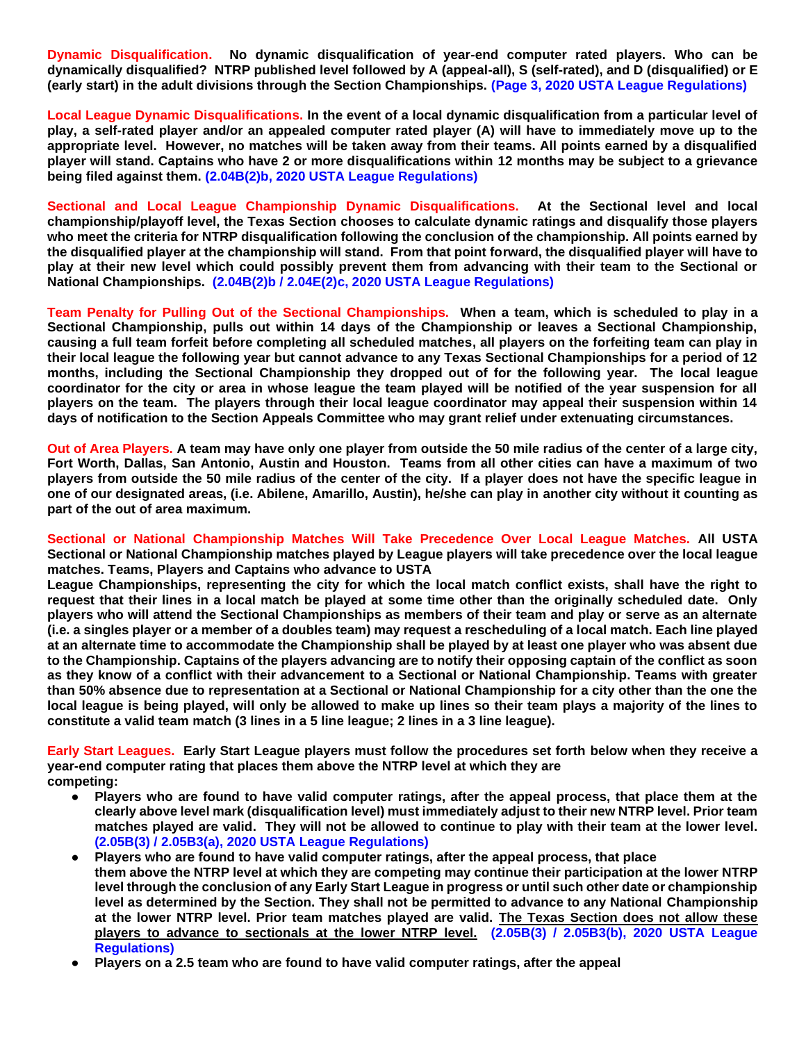**Dynamic Disqualification. No dynamic disqualification of year-end computer rated players. Who can be dynamically disqualified? NTRP published level followed by A (appeal-all), S (self-rated), and D (disqualified) or E (early start) in the adult divisions through the Section Championships. (Page 3, 2020 USTA League Regulations)**

**Local League Dynamic Disqualifications. In the event of a local dynamic disqualification from a particular level of play, a self-rated player and/or an appealed computer rated player (A) will have to immediately move up to the appropriate level. However, no matches will be taken away from their teams. All points earned by a disqualified player will stand. Captains who have 2 or more disqualifications within 12 months may be subject to a grievance being filed against them. (2.04B(2)b, 2020 USTA League Regulations)**

**Sectional and Local League Championship Dynamic Disqualifications. At the Sectional level and local championship/playoff level, the Texas Section chooses to calculate dynamic ratings and disqualify those players who meet the criteria for NTRP disqualification following the conclusion of the championship. All points earned by the disqualified player at the championship will stand. From that point forward, the disqualified player will have to play at their new level which could possibly prevent them from advancing with their team to the Sectional or National Championships. (2.04B(2)b / 2.04E(2)c, 2020 USTA League Regulations)**

**Team Penalty for Pulling Out of the Sectional Championships. When a team, which is scheduled to play in a Sectional Championship, pulls out within 14 days of the Championship or leaves a Sectional Championship, causing a full team forfeit before completing all scheduled matches, all players on the forfeiting team can play in their local league the following year but cannot advance to any Texas Sectional Championships for a period of 12 months, including the Sectional Championship they dropped out of for the following year. The local league coordinator for the city or area in whose league the team played will be notified of the year suspension for all players on the team. The players through their local league coordinator may appeal their suspension within 14 days of notification to the Section Appeals Committee who may grant relief under extenuating circumstances.**

**Out of Area Players. A team may have only one player from outside the 50 mile radius of the center of a large city, Fort Worth, Dallas, San Antonio, Austin and Houston. Teams from all other cities can have a maximum of two players from outside the 50 mile radius of the center of the city. If a player does not have the specific league in one of our designated areas, (i.e. Abilene, Amarillo, Austin), he/she can play in another city without it counting as part of the out of area maximum.**

**Sectional or National Championship Matches Will Take Precedence Over Local League Matches. All USTA Sectional or National Championship matches played by League players will take precedence over the local league matches. Teams, Players and Captains who advance to USTA League Championships, representing the city for which the local match conflict exists, shall have the right to request that their lines in a local match be played at some time other than the originally scheduled date. Only players who will attend the Sectional Championships as members of their team and play or serve as an alternate (i.e. a singles player or a member of a doubles team) may request a rescheduling of a local match. Each line played at an alternate time to accommodate the Championship shall be played by at least one player who was absent due to the Championship. Captains of the players advancing are to notify their opposing captain of the conflict as soon as they know of a conflict with their advancement to a Sectional or National Championship. Teams with greater than 50% absence due to representation at a Sectional or National Championship for a city other than the one the local league is being played, will only be allowed to make up lines so their team plays a majority of the lines to constitute a valid team match (3 lines in a 5 line league; 2 lines in a 3 line league).**

**Early Start Leagues. Early Start League players must follow the procedures set forth below when they receive a year-end computer rating that places them above the NTRP level at which they are competing:**

- **Players who are found to have valid computer ratings, after the appeal process, that place them at the clearly above level mark (disqualification level) must immediately adjust to their new NTRP level. Prior team matches played are valid. They will not be allowed to continue to play with their team at the lower level. (2.05B(3) / 2.05B3(a), 2020 USTA League Regulations)**
- **Players who are found to have valid computer ratings, after the appeal process, that place them above the NTRP level at which they are competing may continue their participation at the lower NTRP level through the conclusion of any Early Start League in progress or until such other date or championship level as determined by the Section. They shall not be permitted to advance to any National Championship at the lower NTRP level. Prior team matches played are valid. <u>The Texas Section does not allow these players to advance to sectionals at the lower NTRP level.</u> (2.05B(3) / 2.05B3(b), 2020 USTA League Regulations)**
- **Players on a 2.5 team who are found to have valid computer ratings, after the appeal**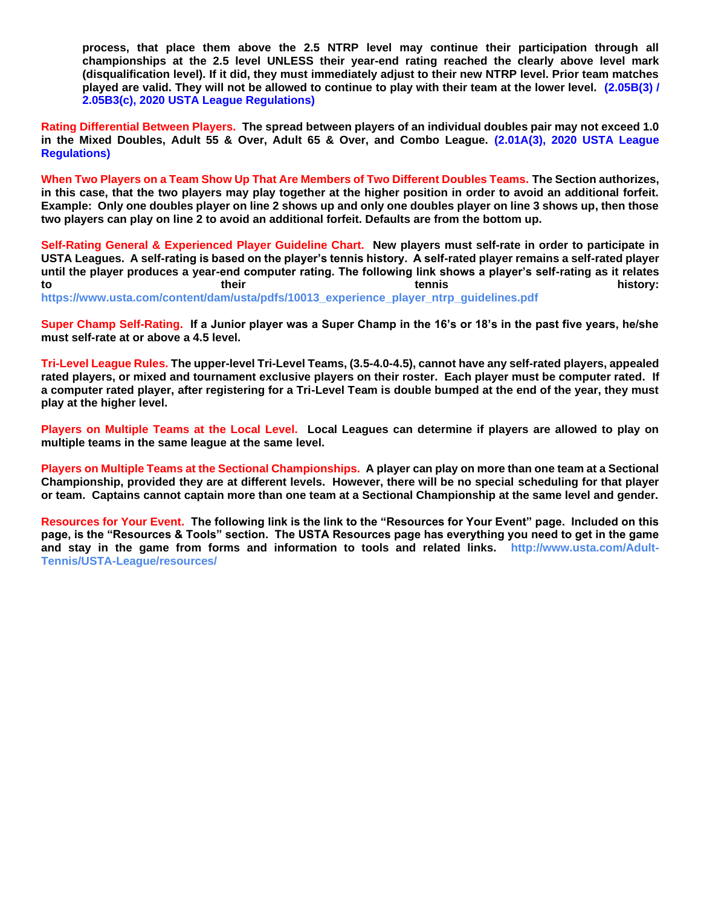**process, that place them above the 2.5 NTRP level may continue their participation through all championships at the 2.5 level UNLESS their year-end rating reached the clearly above level mark (disqualification level). If it did, they must immediately adjust to their new NTRP level. Prior team matches played are valid. They will not be allowed to continue to play with their team at the lower level. (2.05B(3) / 2.05B3(c), 2020 USTA League Regulations)**

**Rating Differential Between Players.** **The spread between players of an individual doubles pair may not exceed 1.0 in the Mixed Doubles, Adult 55 & Over, Adult 65 & Over, and Combo League. (2.01A(3), 2020 USTA League Regulations)**

**When Two Players on a Team Show Up That Are Members of Two Different Doubles Teams.** **The Section authorizes, in this case, that the two players may play together at the higher position in order to avoid an additional forfeit. Example: Only one doubles player on line 2 shows up and only one doubles player on line 3 shows up, then those two players can play on line 2 to avoid an additional forfeit. Defaults are from the bottom up.**

**Self-Rating General & Experienced Player Guideline Chart.** **New players must self-rate in order to participate in USTA Leagues. A self-rating is based on the player's tennis history. A self-rated player remains a self-rated player until the player produces a year-end computer rating. The following link shows a player's self-rating as it relates to their tennis history: https://www.usta.com/content/dam/usta/pdfs/10013_experience_player_ntrp_guidelines.pdf**

**Super Champ Self-Rating.** **If a Junior player was a Super Champ in the 16's or 18's in the past five years, he/she must self-rate at or above a 4.5 level.**

**Tri-Level League Rules.** **The upper-level Tri-Level Teams, (3.5-4.0-4.5), cannot have any self-rated players, appealed rated players, or mixed and tournament exclusive players on their roster. Each player must be computer rated. If a computer rated player, after registering for a Tri-Level Team is double bumped at the end of the year, they must play at the higher level.**

**Players on Multiple Teams at the Local Level.** **Local Leagues can determine if players are allowed to play on multiple teams in the same league at the same level.**

**Players on Multiple Teams at the Sectional Championships.** **A player can play on more than one team at a Sectional Championship, provided they are at different levels. However, there will be no special scheduling for that player or team. Captains cannot captain more than one team at a Sectional Championship at the same level and gender.**

**Resources for Your Event.** **The following link is the link to the "Resources for Your Event" page. Included on this page, is the "Resources & Tools" section. The USTA Resources page has everything you need to get in the game and stay in the game from forms and information to tools and related links. http://www.usta.com/Adult-Tennis/USTA-League/resources/**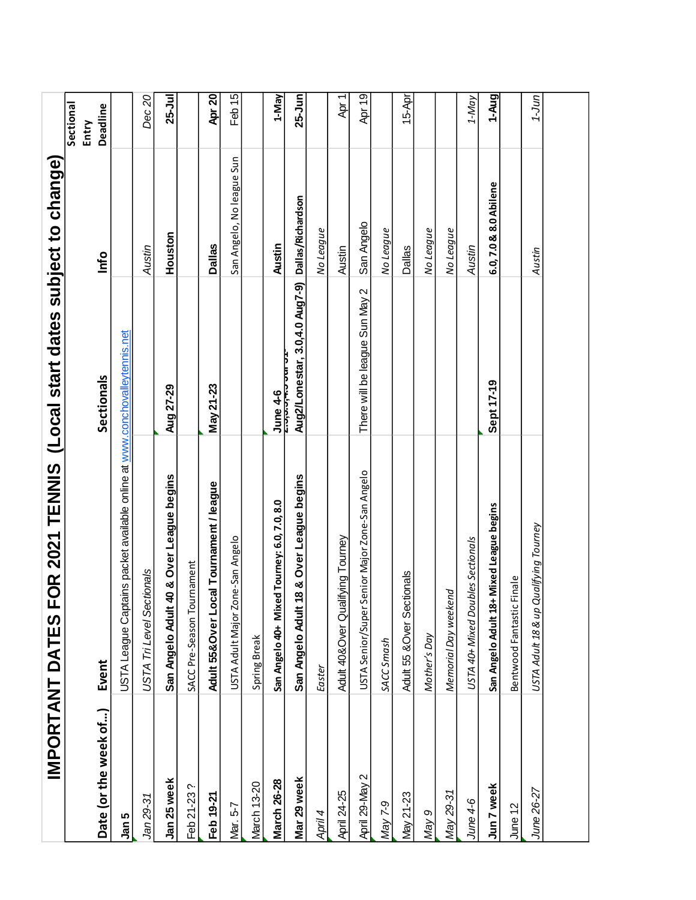# IMPORTANT DATES FOR 2021 TENNIS (Local start dates subject to change)

| Date (or the week of...) | Event | Sectionals | Info | Sectional Entry Deadline |
|---|---|---|---|---|
| **Jan 5** | USTA League Captains packet available online at www.conchovalleytennis.net | | | |
| *Jan 29-31* | *USTA Tri Level Sectionals* | | *Austin* | *Dec 20* |
| **Jan 25 week** | **San Angelo Adult 40 & Over League begins** | **Aug 27-29** | **Houston** | **25-Jul** |
| Feb 21-23 ? | SACC Pre-Season Tournament | | | |
| **Feb 19-21** | **Adult 55&Over Local Tournament / league** | **May 21-23** | **Dallas** | **Apr 20** |
| Mar. 5-7 | USTA Adult Major Zone-San Angelo | | San Angelo, No league Sun | Feb 15 |
| March 13-20 | Spring Break | | | |
| **March 26-28** | **San Angelo 40+ Mixed Tourney: 6.0, 7.0, 8.0** | **June 4-6** | **Austin** | **1-May** |
| **Mar 29 week** | **San Angelo Adult 18 & Over League begins** | **2.5,3.5,4.5 Jul 31- Aug2/Lonestar, 3.0,4.0 Aug7-9)** | **Dallas/Richardson** | **25-Jun** |
| *April 4* | *Easter* | | *No League* | |
| April 24-25 | Adult 40&Over Qualifying Tourney | | Austin | Apr 1 |
| April 29-May 2 | USTA Senior/Super Senior Major Zone-San Angelo | There will be league Sun May 2 | San Angelo | Apr 19 |
| *May 7-9* | *SACC Smash* | | *No League* | |
| May 21-23 | Adult 55 &Over Sectionals | | Dallas | 15-Apr |
| *May 9* | *Mother's Day* | | *No League* | |
| *May 29-31* | *Memorial Day weekend* | | *No League* | |
| *June 4-6* | *USTA 40+ Mixed Doubles Sectionals* | | *Austin* | *1-May* |
| **Jun 7 week** | **San Angelo Adult 18+ Mixed League begins** | **Sept 17-19** | **6.0, 7.0 & 8.0 Abilene** | **1-Aug** |
| June 12 | Bentwood Fantastic Finale | | | |
| *June 26-27* | *USTA Adult 18 & up Qualifying Tourney* | | *Austin* | *1-Jun* |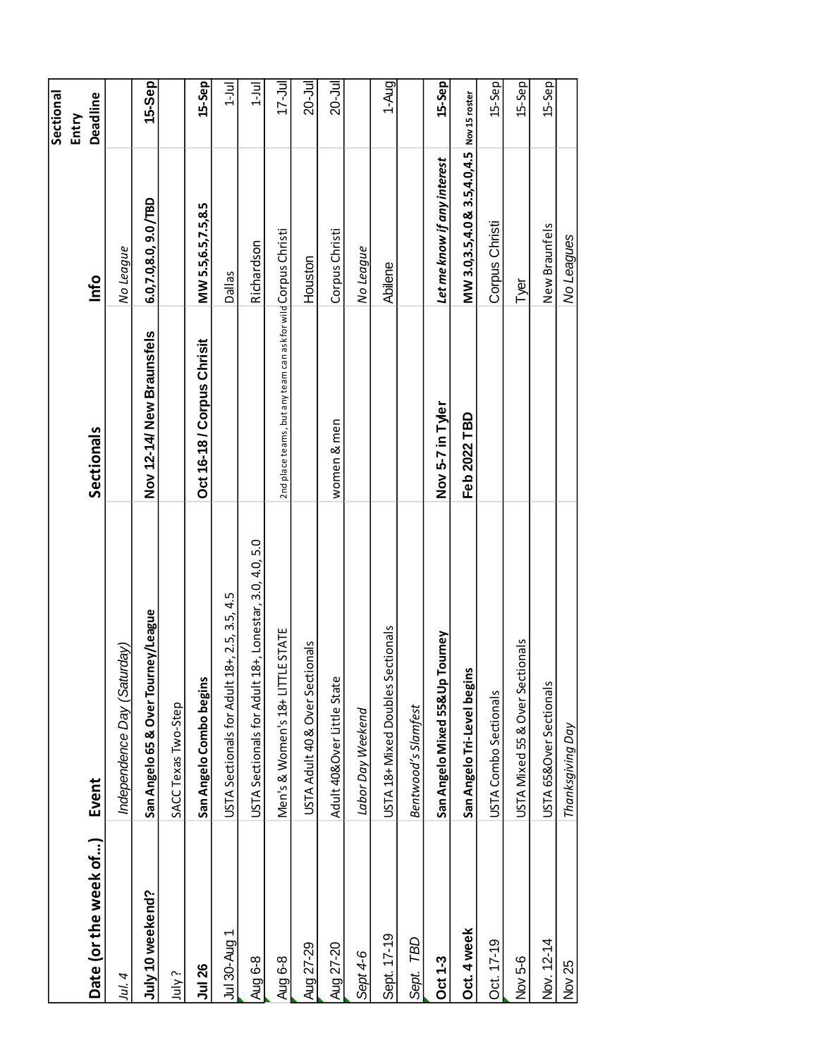| Date (or the week of...) | Event | Sectionals | Info | Sectional Entry Deadline |
|---|---|---|---|---|
| *Jul. 4* | *Independence Day (Saturday)* | | *No League* | |
| **July 10 weekend?** | **San Angelo 65 & Over Tourney/League** | **Nov 12-14/ New Braunsfels** | **6.0,7.0,8.0, 9.0/TBD** | **15-Sep** |
| July ? | SACC Texas Two-Step | | | |
| **Jul 26** | **San Angelo Combo begins** | **Oct 16-18 / Corpus Chrisit** | **MW 5.5,6.5,7.5,8.5** | **15-Sep** |
| Jul 30-Aug 1 | USTA Sectionals for Adult 18+, 2.5, 3.5, 4.5 | | Dallas | 1-Jul |
| Aug 6-8 | USTA Sectionals for Adult 18+, Lonestar, 3.0, 4.0, 5.0 | | Richardson | 1-Jul |
| Aug 6-8 | Men's & Women's 18+ LITTLE STATE | 2nd place teams, but any team can ask for wild | Corpus Christi | 17-Jul |
| Aug 27-29 | USTA Adult 40 & Over Sectionals | | Houston | 20-Jul |
| Aug 27-20 | Adult 40&Over Little State | women & men | Corpus Christi | 20-Jul |
| *Sept 4-6* | *Labor Day Weekend* | | *No League* | |
| Sept. 17-19 | USTA 18+ Mixed Doubles Sectionals | | Abilene | 1-Aug |
| *Sept. TBD* | *Bentwood's Slamfest* | | | |
| **Oct 1-3** | **San Angelo Mixed 55&Up Tourney** | **Nov 5-7 in Tyler** | ***Let me know if any interest*** | **15-Sep** |
| **Oct. 4 week** | **San Angelo Tri-Level begins** | **Feb 2022 TBD** | **MW 3.0,3.5,4.0 & 3.5,4.0,4.5** | **Nov 15 roster** |
| Oct. 17-19 | USTA Combo Sectionals | | Corpus Christi | 15-Sep |
| Nov 5-6 | USTA Mixed 55 & Over Sectionals | | Tyer | 15-Sep |
| Nov. 12-14 | USTA 65&Over Sectionals | | New Braunfels | 15-Sep |
| *Nov 25* | *Thanksgiving Day* | | *No Leagues* | |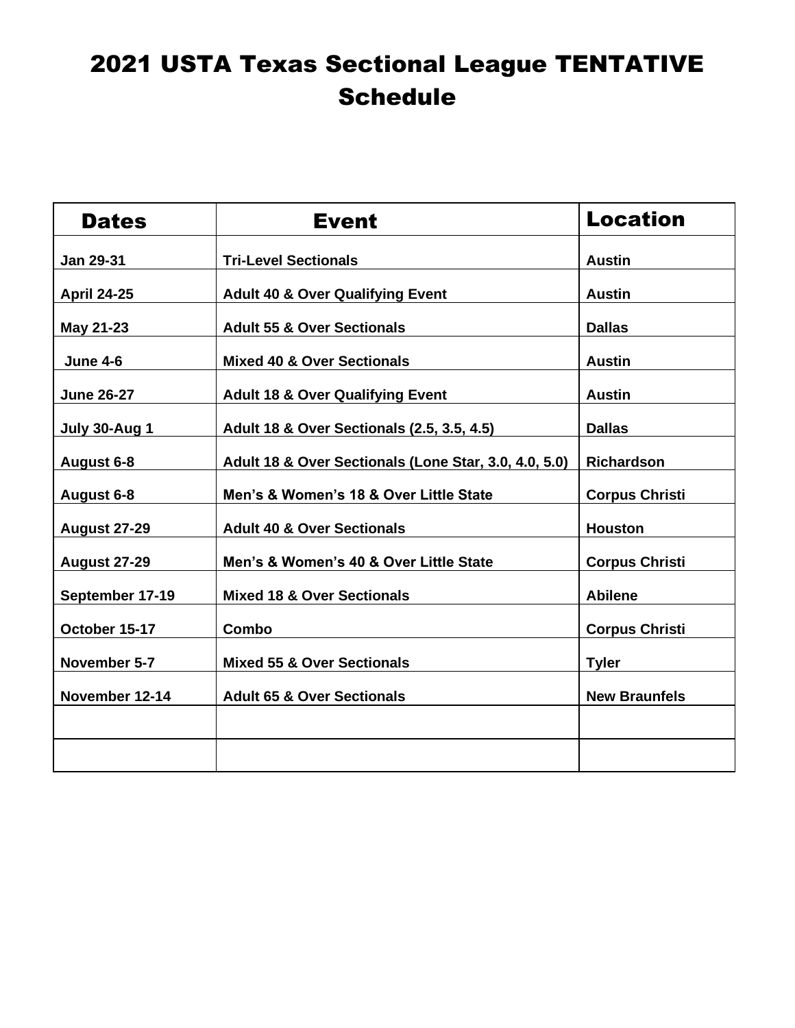# 2021 USTA Texas Sectional League TENTATIVE Schedule

| Dates | Event | Location |
|---|---|---|
| Jan 29-31 | Tri-Level Sectionals | Austin |
| April 24-25 | Adult 40 & Over Qualifying Event | Austin |
| May 21-23 | Adult 55 & Over Sectionals | Dallas |
| June 4-6 | Mixed 40 & Over Sectionals | Austin |
| June 26-27 | Adult 18 & Over Qualifying Event | Austin |
| July 30-Aug 1 | Adult 18 & Over Sectionals (2.5, 3.5, 4.5) | Dallas |
| August 6-8 | Adult 18 & Over Sectionals (Lone Star, 3.0, 4.0, 5.0) | Richardson |
| August 6-8 | Men's & Women's 18 & Over Little State | Corpus Christi |
| August 27-29 | Adult 40 & Over Sectionals | Houston |
| August 27-29 | Men's & Women's 40 & Over Little State | Corpus Christi |
| September 17-19 | Mixed 18 & Over Sectionals | Abilene |
| October 15-17 | Combo | Corpus Christi |
| November 5-7 | Mixed 55 & Over Sectionals | Tyler |
| November 12-14 | Adult 65 & Over Sectionals | New Braunfels |
| | | |
| | | |